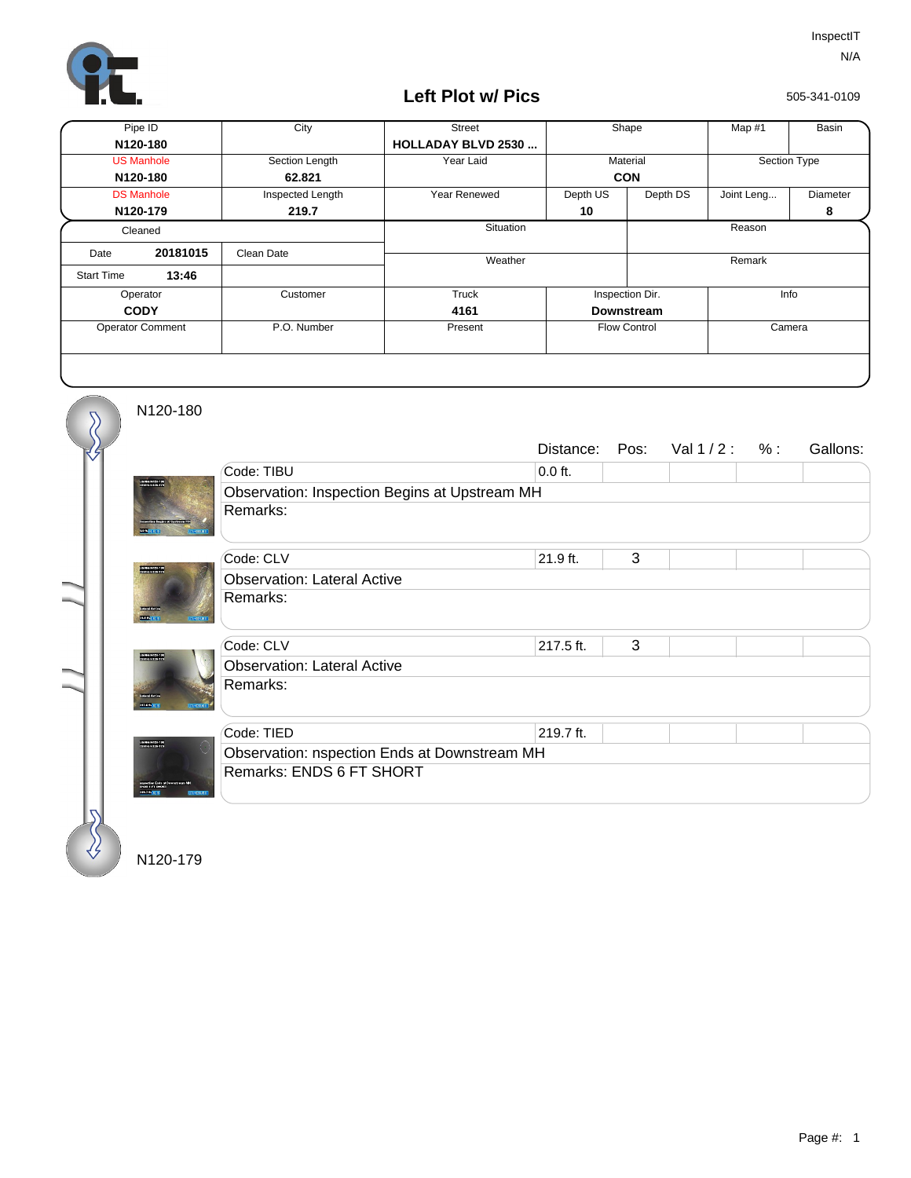InspectIT
N/A

# Left Plot w/ Pics

505-341-0109

| Pipe ID | City | Street | Shape | | Map #1 | Basin |
|---|---|---|---|---|---|---|
| **N120-180** | | **HOLLADAY BLVD 2530 ...** | | | | |
| US Manhole | Section Length | Year Laid | Material | | Section Type | |
| **N120-180** | **62.821** | | **CON** | | | |
| DS Manhole | Inspected Length | Year Renewed | Depth US | Depth DS | Joint Leng... | Diameter |
| **N120-179** | **219.7** | | **10** | | | **8** |

| Cleaned | | Situation | Reason |
|---|---|---|---|
| Date **20181015** | Clean Date | Weather | Remark |
| Start Time **13:46** | | | |

| Operator | Customer | Truck | Inspection Dir. | Info |
|---|---|---|---|---|
| **CODY** | | **4161** | **Downstream** | |
| Operator Comment | P.O. Number | Present | Flow Control | Camera |

N120-180

| Code | Distance: | Pos: | Val 1 / 2 : | % : | Gallons: |
|---|---|---|---|---|---|
| Code: TIBU | 0.0 ft. | | | | |
| Observation: Inspection Begins at Upstream MH | | | | | |
| Remarks: | | | | | |
| Code: CLV | 21.9 ft. | 3 | | | |
| Observation: Lateral Active | | | | | |
| Remarks: | | | | | |
| Code: CLV | 217.5 ft. | 3 | | | |
| Observation: Lateral Active | | | | | |
| Remarks: | | | | | |
| Code: TIED | 219.7 ft. | | | | |
| Observation: nspection Ends at Downstream MH | | | | | |
| Remarks: ENDS 6 FT SHORT | | | | | |

N120-179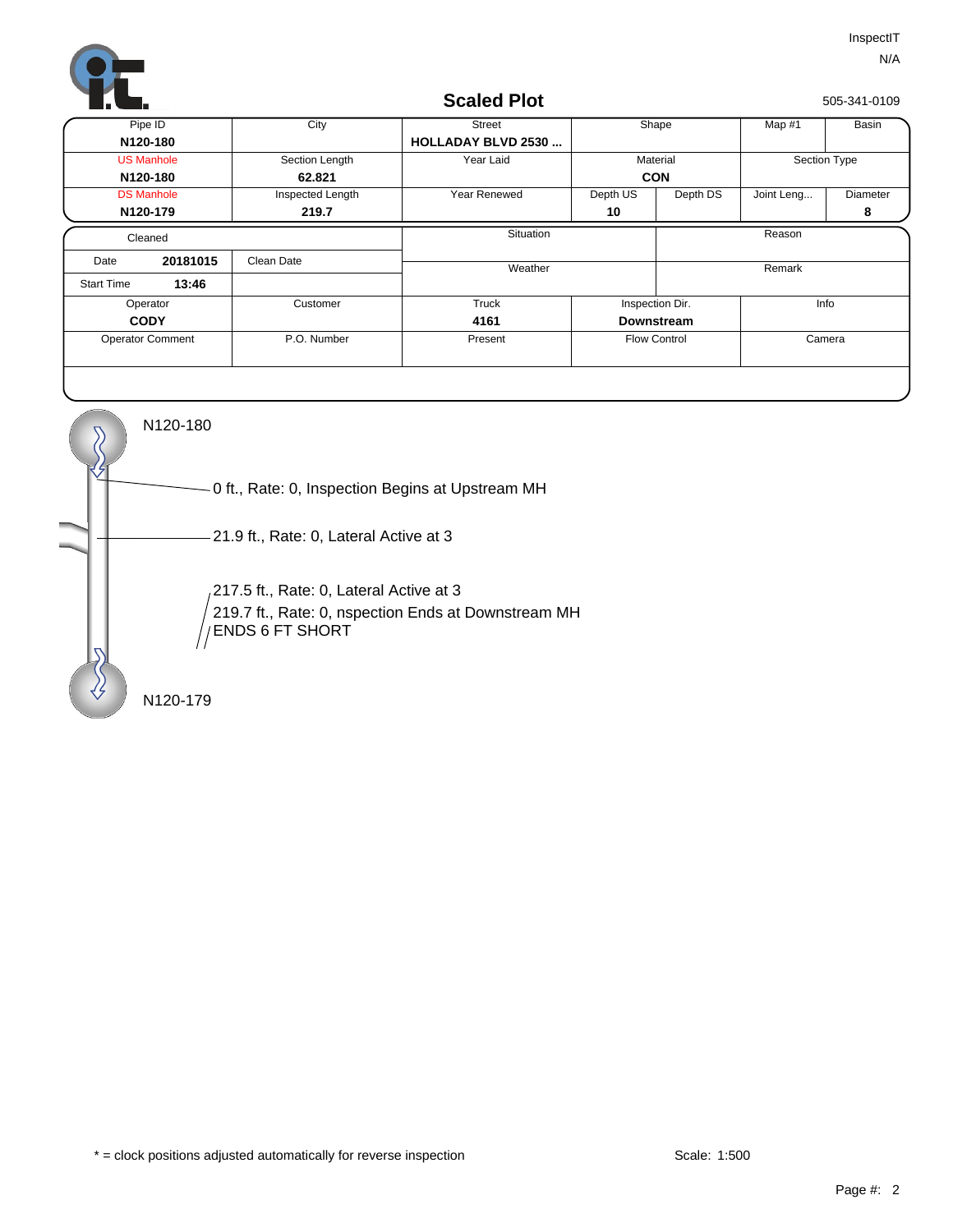InspectIT

N/A

# Scaled Plot

505-341-0109

| Pipe ID | City | Street | Shape | | Map #1 | Basin |
|---|---|---|---|---|---|---|
| **N120-180** | | **HOLLADAY BLVD 2530 ...** | | | | |
| US Manhole | Section Length | Year Laid | Material | | Section Type | |
| **N120-180** | **62.821** | | **CON** | | | |
| DS Manhole | Inspected Length | Year Renewed | Depth US | Depth DS | Joint Leng... | Diameter |
| **N120-179** | **219.7** | | **10** | | | **8** |

| Cleaned | | Situation | Reason |
|---|---|---|---|
| Date **20181015** | Clean Date | Weather | Remark |
| Start Time **13:46** | | | |
| Operator | Customer | Truck | Inspection Dir. | Info |
| **CODY** | | **4161** | **Downstream** | |
| Operator Comment | P.O. Number | Present | Flow Control | Camera |

N120-180

0 ft., Rate: 0, Inspection Begins at Upstream MH

21.9 ft., Rate: 0, Lateral Active at 3

217.5 ft., Rate: 0, Lateral Active at 3

219.7 ft., Rate: 0, nspection Ends at Downstream MH
ENDS 6 FT SHORT

N120-179

* = clock positions adjusted automatically for reverse inspection

Scale: 1:500